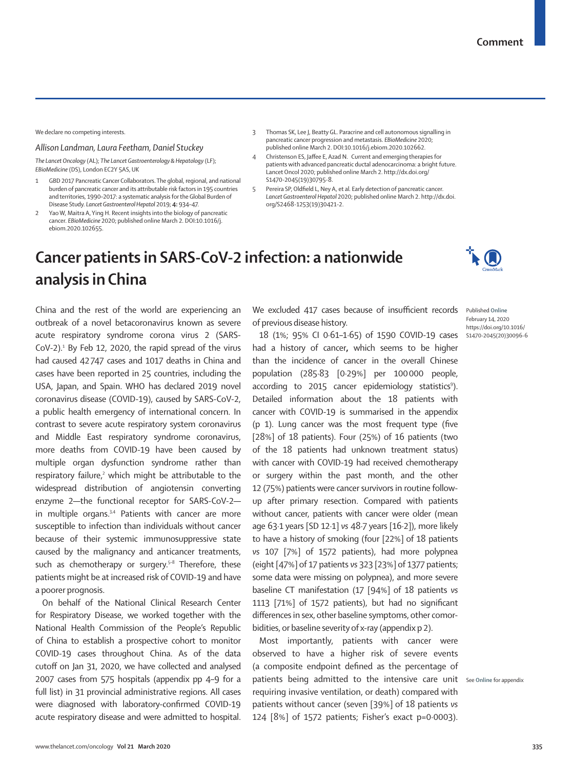We declare no competing interests.

*Allison Landman, Laura Feetham, Daniel Stuckey*

*The Lancet Oncology* (AL); *The Lancet Gastroenterology & Hepatology* (LF); *EBioMedicine* (DS), London EC2Y 5AS, UK

1. GBD 2017 Pancreatic Cancer Collaborators. The global, regional, and national burden of pancreatic cancer and its attributable risk factors in 195 countries and territories, 1990–2017: a systematic analysis for the Global Burden of Disease Study. *Lancet Gastroenterol Hepatol* 2019; **4:** 934–47.
2. Yao W, Maitra A, Ying H. Recent insights into the biology of pancreatic cancer. *EBioMedicine* 2020; published online March 2. DOI:10.1016/j.ebiom.2020.102655.
3. Thomas SK, Lee J, Beatty GL. Paracrine and cell autonomous signalling in pancreatic cancer progression and metastasis. *EBioMedicine* 2020; published online March 2. DOI:10.1016/j.ebiom.2020.102662.
4. Christenson ES, Jaffee E, Azad N. Current and emerging therapies for patients with advanced pancreatic ductal adenocarcinoma: a bright future. Lancet Oncol 2020; published online March 2. http://dx.doi.org/S1470-2045(19)30795-8.
5. Pereira SP, Oldfield L, Ney A, et al. Early detection of pancreatic cancer. *Lancet Gastroenterol Hepatol* 2020; published online March 2. http://dx.doi.org/S2468-1253(19)30421-2.

# Cancer patients in SARS-CoV-2 infection: a nationwide analysis in China

Published **Online** February 14, 2020 https://doi.org/10.1016/S1470-2045(20)30096-6

China and the rest of the world are experiencing an outbreak of a novel betacoronavirus known as severe acute respiratory syndrome corona virus 2 (SARS-CoV-2).[1] By Feb 12, 2020, the rapid spread of the virus had caused 42 747 cases and 1017 deaths in China and cases have been reported in 25 countries, including the USA, Japan, and Spain. WHO has declared 2019 novel coronavirus disease (COVID-19), caused by SARS-CoV-2, a public health emergency of international concern. In contrast to severe acute respiratory system coronavirus and Middle East respiratory syndrome coronavirus, more deaths from COVID-19 have been caused by multiple organ dysfunction syndrome rather than respiratory failure,[2] which might be attributable to the widespread distribution of angiotensin converting enzyme 2—the functional receptor for SARS-CoV-2—in multiple organs.[3,4] Patients with cancer are more susceptible to infection than individuals without cancer because of their systemic immunosuppressive state caused by the malignancy and anticancer treatments, such as chemotherapy or surgery.[5–8] Therefore, these patients might be at increased risk of COVID-19 and have a poorer prognosis.

On behalf of the National Clinical Research Center for Respiratory Disease, we worked together with the National Health Commission of the People's Republic of China to establish a prospective cohort to monitor COVID-19 cases throughout China. As of the data cutoff on Jan 31, 2020, we have collected and analysed 2007 cases from 575 hospitals (appendix pp 4–9 for a full list) in 31 provincial administrative regions. All cases were diagnosed with laboratory-confirmed COVID-19 acute respiratory disease and were admitted to hospital. We excluded 417 cases because of insufficient records of previous disease history.

18 (1%; 95% CI 0·61–1·65) of 1590 COVID-19 cases had a history of cancer**,** which seems to be higher than the incidence of cancer in the overall Chinese population (285·83 [0·29%] per 100 000 people, according to 2015 cancer epidemiology statistics[9]). Detailed information about the 18 patients with cancer with COVID-19 is summarised in the appendix (p 1). Lung cancer was the most frequent type (five [28%] of 18 patients). Four (25%) of 16 patients (two of the 18 patients had unknown treatment status) with cancer with COVID-19 had received chemotherapy or surgery within the past month, and the other 12 (75%) patients were cancer survivors in routine follow-up after primary resection. Compared with patients without cancer, patients with cancer were older (mean age 63·1 years [SD 12·1] *vs* 48·7 years [16·2]), more likely to have a history of smoking (four [22%] of 18 patients *vs* 107 [7%] of 1572 patients), had more polypnea (eight [47%] of 17 patients *vs* 323 [23%] of 1377 patients; some data were missing on polypnea), and more severe baseline CT manifestation (17 [94%] of 18 patients *vs* 1113 [71%] of 1572 patients), but had no significant differences in sex, other baseline symptoms, other comorbidities, or baseline severity of x-ray (appendix p 2).

Most importantly, patients with cancer were observed to have a higher risk of severe events (a composite endpoint defined as the percentage of patients being admitted to the intensive care unit requiring invasive ventilation, or death) compared with patients without cancer (seven [39%] of 18 patients *vs* 124 [8%] of 1572 patients; Fisher's exact p=0·0003).

See **Online** for appendix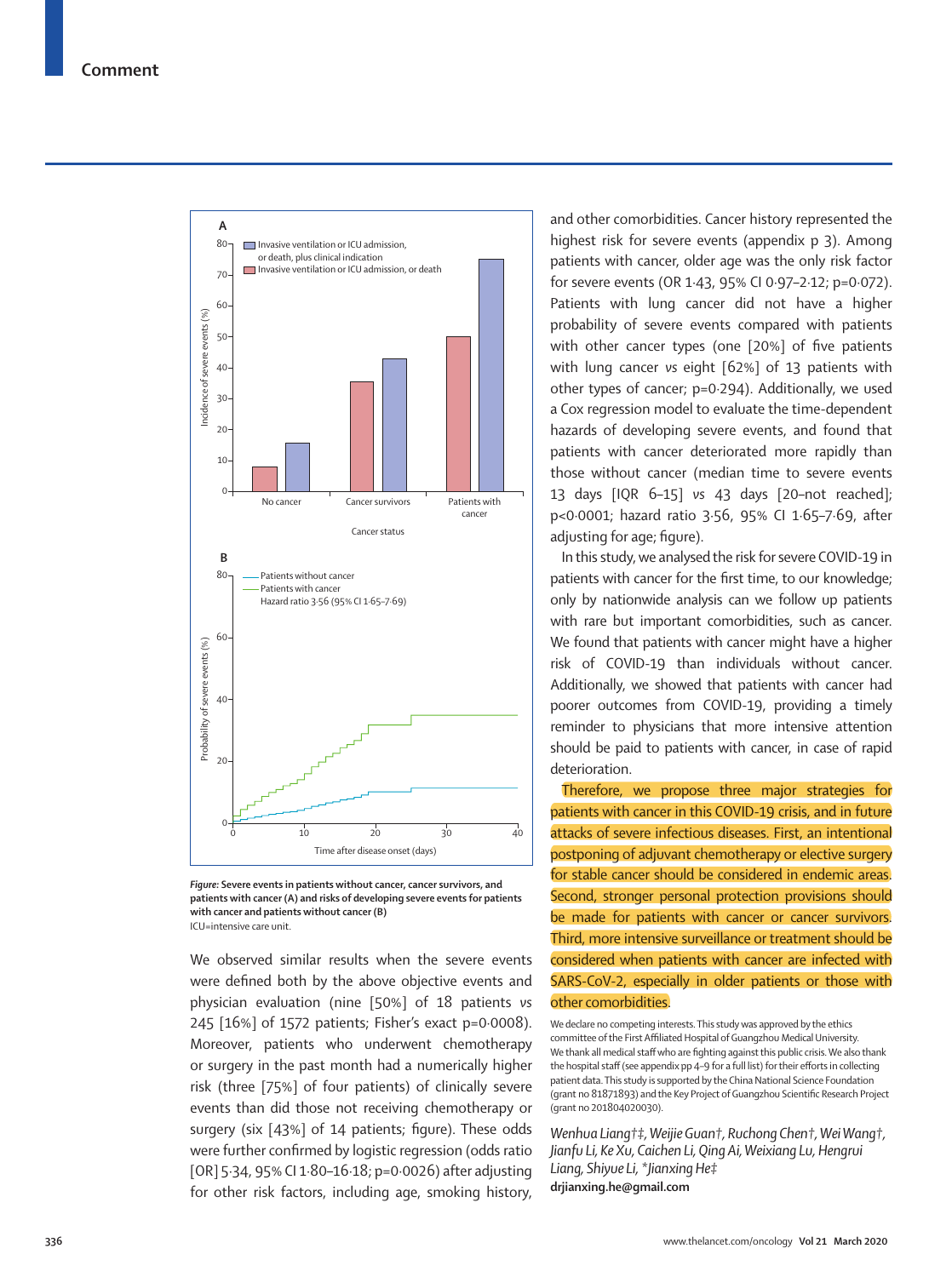Figure: Severe events in patients without cancer, cancer survivors, and patients with cancer (A) and risks of developing severe events for patients with cancer and patients without cancer (B)
ICU=intensive care unit.

We observed similar results when the severe events were defined both by the above objective events and physician evaluation (nine [50%] of 18 patients *vs* 245 [16%] of 1572 patients; Fisher's exact p=0·0008). Moreover, patients who underwent chemotherapy or surgery in the past month had a numerically higher risk (three [75%] of four patients) of clinically severe events than did those not receiving chemotherapy or surgery (six [43%] of 14 patients; figure). These odds were further confirmed by logistic regression (odds ratio [OR] 5·34, 95% CI 1·80–16·18; p=0·0026) after adjusting for other risk factors, including age, smoking history, and other comorbidities. Cancer history represented the highest risk for severe events (appendix p 3). Among patients with cancer, older age was the only risk factor for severe events (OR 1·43, 95% CI 0·97–2·12; p=0·072). Patients with lung cancer did not have a higher probability of severe events compared with patients with other cancer types (one [20%] of five patients with lung cancer *vs* eight [62%] of 13 patients with other types of cancer; p=0·294). Additionally, we used a Cox regression model to evaluate the time-dependent hazards of developing severe events, and found that patients with cancer deteriorated more rapidly than those without cancer (median time to severe events 13 days [IQR 6–15] *vs* 43 days [20–not reached]; p<0·0001; hazard ratio 3·56, 95% CI 1·65–7·69, after adjusting for age; figure).

In this study, we analysed the risk for severe COVID-19 in patients with cancer for the first time, to our knowledge; only by nationwide analysis can we follow up patients with rare but important comorbidities, such as cancer. We found that patients with cancer might have a higher risk of COVID-19 than individuals without cancer. Additionally, we showed that patients with cancer had poorer outcomes from COVID-19, providing a timely reminder to physicians that more intensive attention should be paid to patients with cancer, in case of rapid deterioration.

Therefore, we propose three major strategies for patients with cancer in this COVID-19 crisis, and in future attacks of severe infectious diseases. First, an intentional postponing of adjuvant chemotherapy or elective surgery for stable cancer should be considered in endemic areas. Second, stronger personal protection provisions should be made for patients with cancer or cancer survivors. Third, more intensive surveillance or treatment should be considered when patients with cancer are infected with SARS-CoV-2, especially in older patients or those with other comorbidities.

We declare no competing interests. This study was approved by the ethics committee of the First Affiliated Hospital of Guangzhou Medical University. We thank all medical staff who are fighting against this public crisis. We also thank the hospital staff (see appendix pp 4–9 for a full list) for their efforts in collecting patient data. This study is supported by the China National Science Foundation (grant no 81871893) and the Key Project of Guangzhou Scientific Research Project (grant no 201804020030).

*Wenhua Liang†‡, Weijie Guan†, Ruchong Chen†, Wei Wang†, Jianfu Li, Ke Xu, Caichen Li, Qing Ai, Weixiang Lu, Hengrui Liang, Shiyue Li, \*Jianxing He‡*
**drjianxing.he@gmail.com**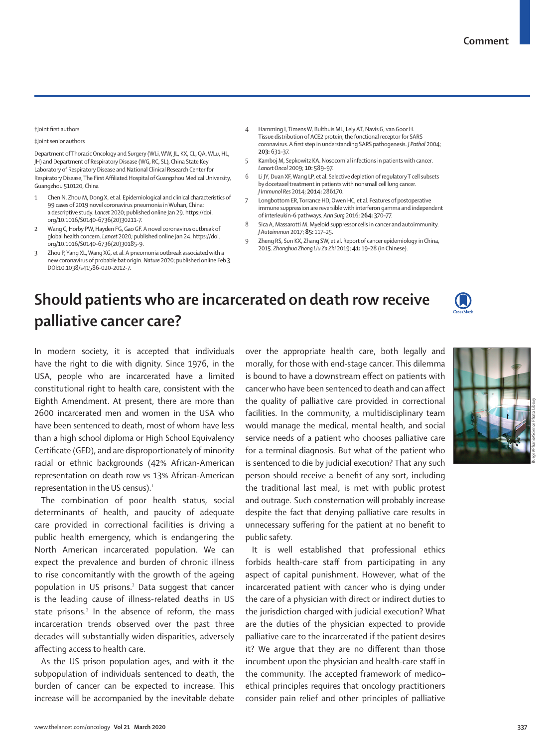†Joint first authors

‡Joint senior authors

Department of Thoracic Oncology and Surgery (WLi, WW, JL, KX, CL, QA, WLu, HL, JH) and Department of Respiratory Disease (WG, RC, SL), China State Key Laboratory of Respiratory Disease and National Clinical Research Center for Respiratory Disease, The First Affiliated Hospital of Guangzhou Medical University, Guangzhou 510120, China

1. Chen N, Zhou M, Dong X, et al. Epidemiological and clinical characteristics of 99 cases of 2019 novel coronavirus pneumonia in Wuhan, China: a descriptive study. *Lancet* 2020; published online Jan 29. https://doi.org/10.1016/S0140-6736(20)30211-7.
2. Wang C, Horby PW, Hayden FG, Gao GF. A novel coronavirus outbreak of global health concern. *Lancet* 2020; published online Jan 24. https://doi.org/10.1016/S0140-6736(20)30185-9.
3. Zhou P, Yang XL, Wang XG, et al. A pneumonia outbreak associated with a new coronavirus of probable bat origin. *Nature* 2020; published online Feb 3. DOI:10.1038/s41586-020-2012-7.
4. Hamming I, Timens W, Bulthuis ML, Lely AT, Navis G, van Goor H. Tissue distribution of ACE2 protein, the functional receptor for SARS coronavirus. A first step in understanding SARS pathogenesis. *J Pathol* 2004; **203:** 631–37.
5. Kamboj M, Sepkowitz KA. Nosocomial infections in patients with cancer. *Lancet Oncol* 2009; **10:** 589–97.
6. Li JY, Duan XF, Wang LP, et al. Selective depletion of regulatory T cell subsets by docetaxel treatment in patients with nonsmall cell lung cancer. *J Immunol Res* 2014; **2014:** 286170.
7. Longbottom ER, Torrance HD, Owen HC, et al. Features of postoperative immune suppression are reversible with interferon gamma and independent of interleukin-6 pathways. *Ann Surg* 2016; **264:** 370–77.
8. Sica A, Massarotti M. Myeloid suppressor cells in cancer and autoimmunity. *J Autoimmun* 2017; **85:** 117–25.
9. Zheng RS, Sun KX, Zhang SW, et al. Report of cancer epidemiology in China, 2015. *Zhonghua Zhong Liu Za Zhi* 2019; **41:** 19–28 (in Chinese).

# Should patients who are incarcerated on death row receive palliative cancer care?

Burger/Phanie/Science Photo Library

In modern society, it is accepted that individuals have the right to die with dignity. Since 1976, in the USA, people who are incarcerated have a limited constitutional right to health care, consistent with the Eighth Amendment. At present, there are more than 2600 incarcerated men and women in the USA who have been sentenced to death, most of whom have less than a high school diploma or High School Equivalency Certificate (GED), and are disproportionately of minority racial or ethnic backgrounds (42% African-American representation on death row *vs* 13% African-American representation in the US census).[1]

The combination of poor health status, social determinants of health, and paucity of adequate care provided in correctional facilities is driving a public health emergency, which is endangering the North American incarcerated population. We can expect the prevalence and burden of chronic illness to rise concomitantly with the growth of the ageing population in US prisons.[2] Data suggest that cancer is the leading cause of illness-related deaths in US state prisons.[2] In the absence of reform, the mass incarceration trends observed over the past three decades will substantially widen disparities, adversely affecting access to health care.

As the US prison population ages, and with it the subpopulation of individuals sentenced to death, the burden of cancer can be expected to increase. This increase will be accompanied by the inevitable debate over the appropriate health care, both legally and morally, for those with end-stage cancer. This dilemma is bound to have a downstream effect on patients with cancer who have been sentenced to death and can affect the quality of palliative care provided in correctional facilities. In the community, a multidisciplinary team would manage the medical, mental health, and social service needs of a patient who chooses palliative care for a terminal diagnosis. But what of the patient who is sentenced to die by judicial execution? That any such person should receive a benefit of any sort, including the traditional last meal, is met with public protest and outrage. Such consternation will probably increase despite the fact that denying palliative care results in unnecessary suffering for the patient at no benefit to public safety.

It is well established that professional ethics forbids health-care staff from participating in any aspect of capital punishment. However, what of the incarcerated patient with cancer who is dying under the care of a physician with direct or indirect duties to the jurisdiction charged with judicial execution? What are the duties of the physician expected to provide palliative care to the incarcerated if the patient desires it? We argue that they are no different than those incumbent upon the physician and health-care staff in the community. The accepted framework of medico–ethical principles requires that oncology practitioners consider pain relief and other principles of palliative